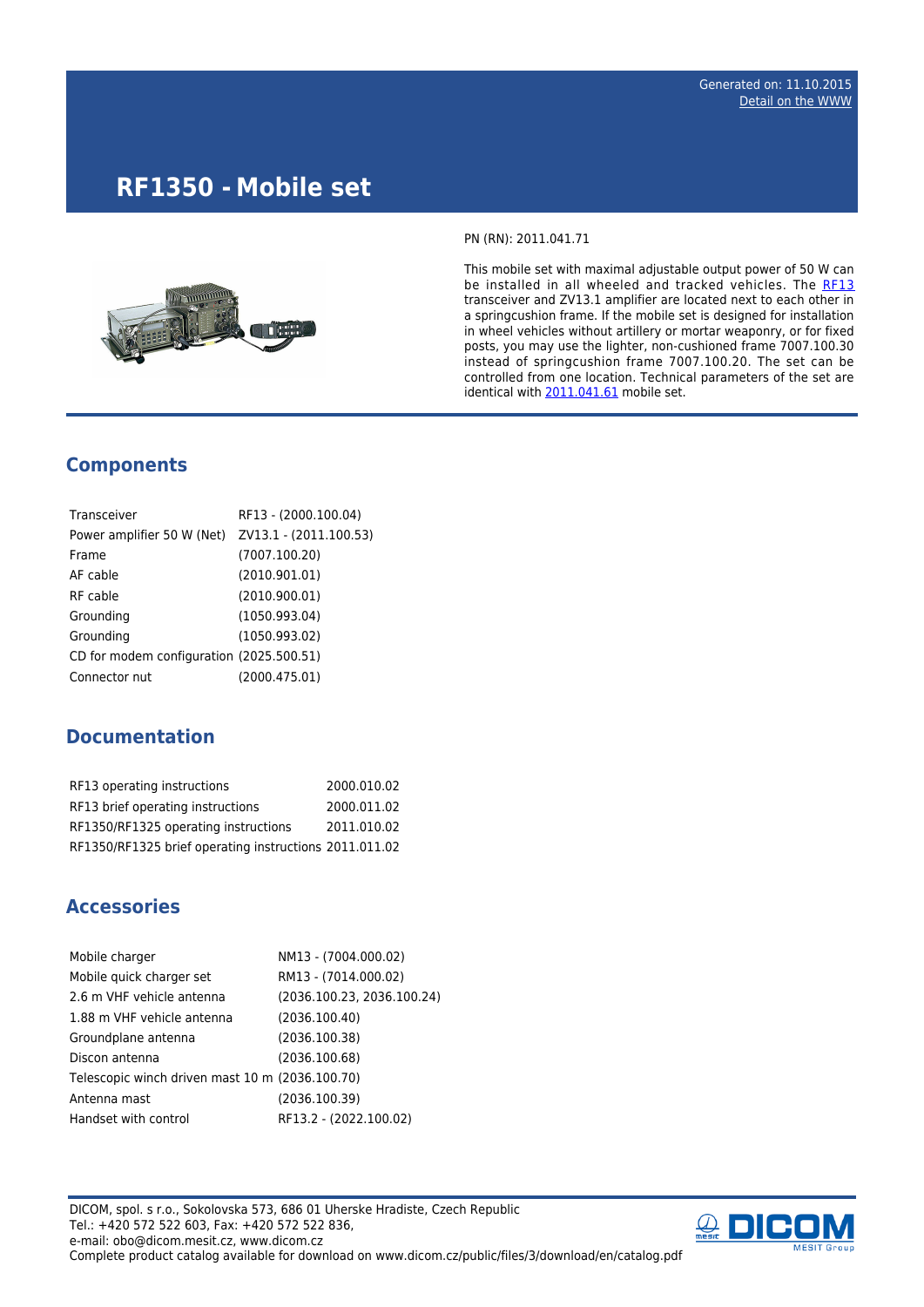Generated on: 11.10.2015
Detail on the WWW

# RF1350 - Mobile set

PN (RN): 2011.041.71

This mobile set with maximal adjustable output power of 50 W can be installed in all wheeled and tracked vehicles. The RF13 transceiver and ZV13.1 amplifier are located next to each other in a springcushion frame. If the mobile set is designed for installation in wheel vehicles without artillery or mortar weaponry, or for fixed posts, you may use the lighter, non-cushioned frame 7007.100.30 instead of springcushion frame 7007.100.20. The set can be controlled from one location. Technical parameters of the set are identical with 2011.041.61 mobile set.

## Components

| | |
|---|---|
| Transceiver | RF13 - (2000.100.04) |
| Power amplifier 50 W (Net) | ZV13.1 - (2011.100.53) |
| Frame | (7007.100.20) |
| AF cable | (2010.901.01) |
| RF cable | (2010.900.01) |
| Grounding | (1050.993.04) |
| Grounding | (1050.993.02) |
| CD for modem configuration | (2025.500.51) |
| Connector nut | (2000.475.01) |

## Documentation

| | |
|---|---|
| RF13 operating instructions | 2000.010.02 |
| RF13 brief operating instructions | 2000.011.02 |
| RF1350/RF1325 operating instructions | 2011.010.02 |
| RF1350/RF1325 brief operating instructions | 2011.011.02 |

## Accessories

| | |
|---|---|
| Mobile charger | NM13 - (7004.000.02) |
| Mobile quick charger set | RM13 - (7014.000.02) |
| 2.6 m VHF vehicle antenna | (2036.100.23, 2036.100.24) |
| 1.88 m VHF vehicle antenna | (2036.100.40) |
| Groundplane antenna | (2036.100.38) |
| Discon antenna | (2036.100.68) |
| Telescopic winch driven mast 10 m | (2036.100.70) |
| Antenna mast | (2036.100.39) |
| Handset with control | RF13.2 - (2022.100.02) |

DICOM, spol. s r.o., Sokolovska 573, 686 01 Uherske Hradiste, Czech Republic
Tel.: +420 572 522 603, Fax: +420 572 522 836,
e-mail: obo@dicom.mesit.cz, www.dicom.cz
Complete product catalog available for download on www.dicom.cz/public/files/3/download/en/catalog.pdf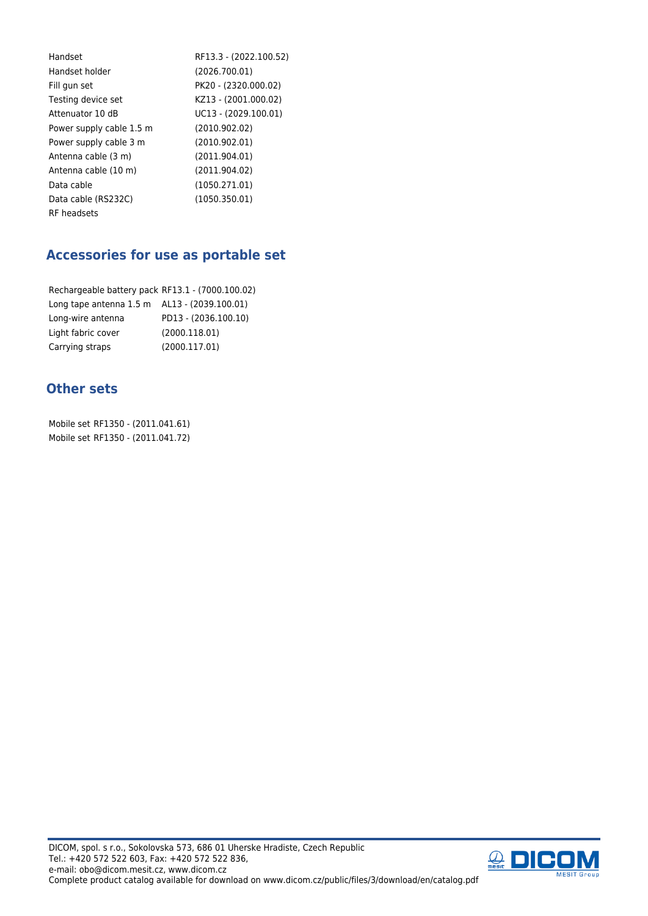| | |
|---|---|
| Handset | RF13.3 - (2022.100.52) |
| Handset holder | (2026.700.01) |
| Fill gun set | PK20 - (2320.000.02) |
| Testing device set | KZ13 - (2001.000.02) |
| Attenuator 10 dB | UC13 - (2029.100.01) |
| Power supply cable 1.5 m | (2010.902.02) |
| Power supply cable 3 m | (2010.902.01) |
| Antenna cable (3 m) | (2011.904.01) |
| Antenna cable (10 m) | (2011.904.02) |
| Data cable | (1050.271.01) |
| Data cable (RS232C) | (1050.350.01) |
| RF headsets | |

## Accessories for use as portable set

| | |
|---|---|
| Rechargeable battery pack | RF13.1 - (7000.100.02) |
| Long tape antenna 1.5 m | AL13 - (2039.100.01) |
| Long-wire antenna | PD13 - (2036.100.10) |
| Light fabric cover | (2000.118.01) |
| Carrying straps | (2000.117.01) |

## Other sets

| | |
|---|---|
| Mobile set | RF1350 - (2011.041.61) |
| Mobile set | RF1350 - (2011.041.72) |

DICOM, spol. s r.o., Sokolovska 573, 686 01 Uherske Hradiste, Czech Republic
Tel.: +420 572 522 603, Fax: +420 572 522 836,
e-mail: obo@dicom.mesit.cz, www.dicom.cz
Complete product catalog available for download on www.dicom.cz/public/files/3/download/en/catalog.pdf